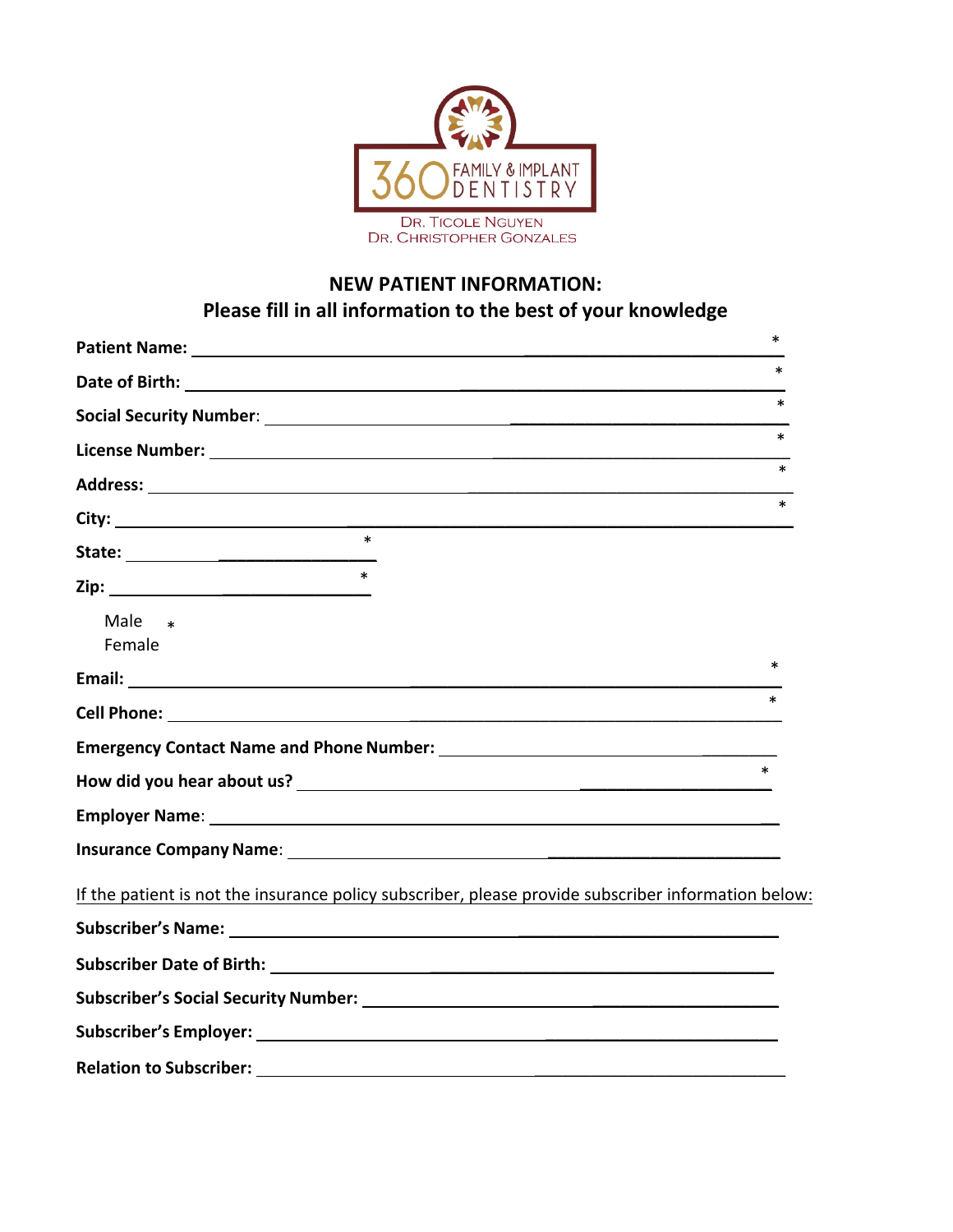360 FAMILY & IMPLANT DENTISTRY

DR. TICOLE NGUYEN
DR. CHRISTOPHER GONZALES

## NEW PATIENT INFORMATION:
## Please fill in all information to the best of your knowledge

**Patient Name:** ______________________________________________ *

**Date of Birth:** ______________________________________________ *

**Social Security Number:** ______________________________________ *

**License Number:** ____________________________________________ *

**Address:** __________________________________________________ *

**City:** _____________________________________________________ *

**State:** _____________________ *

**Zip:** _______________________ *

Male *
Female

**Email:** ____________________________________________________ *

**Cell Phone:** ________________________________________________ *

**Emergency Contact Name and Phone Number:** _____________________

**How did you hear about us?** ___________________________________ *

**Employer Name:** ______________________________________________

**Insurance Company Name:** _____________________________________

<u>If the patient is not the insurance policy subscriber, please provide subscriber information below:</u>

**Subscriber's Name:** ___________________________________________

**Subscriber Date of Birth:** ______________________________________

**Subscriber's Social Security Number:** ____________________________

**Subscriber's Employer:** ________________________________________

**Relation to Subscriber:** ________________________________________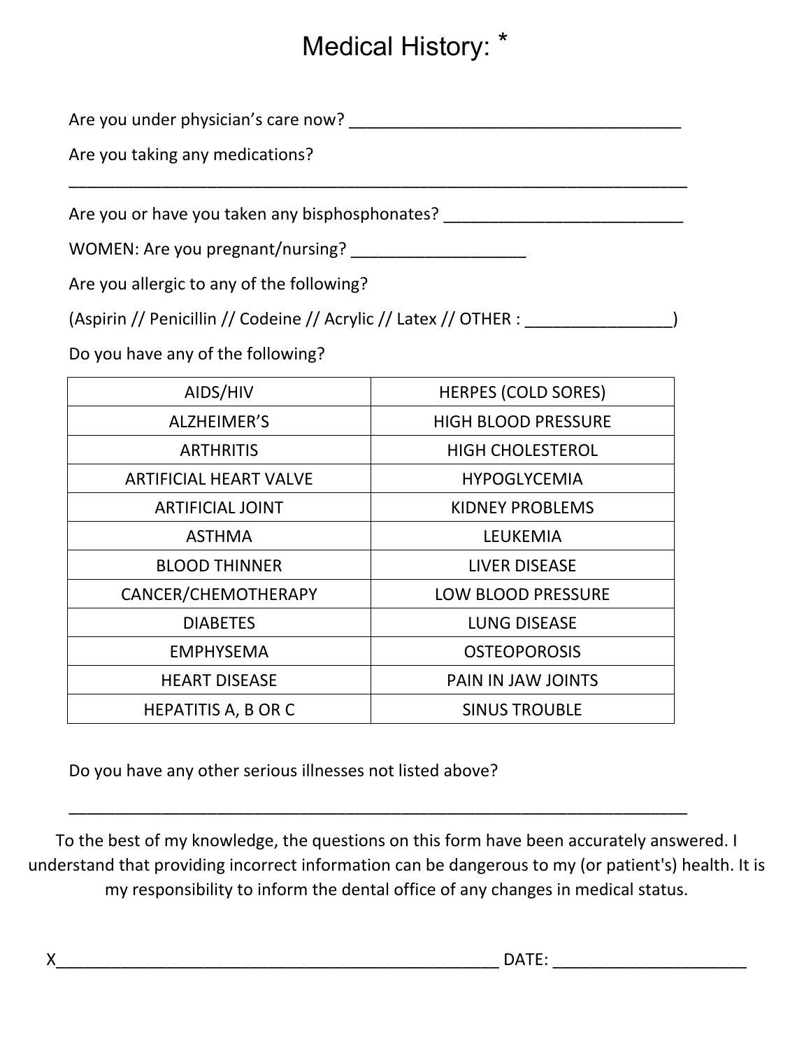# Medical History: *

Are you under physician's care now? ____________________________________

Are you taking any medications?

____________________________________________________________________

Are you or have you taken any bisphosphonates? __________________________

WOMEN: Are you pregnant/nursing? ___________________

Are you allergic to any of the following?

(Aspirin // Penicillin // Codeine // Acrylic // Latex // OTHER : ________________)

Do you have any of the following?

| | |
|---|---|
| AIDS/HIV | HERPES (COLD SORES) |
| ALZHEIMER'S | HIGH BLOOD PRESSURE |
| ARTHRITIS | HIGH CHOLESTEROL |
| ARTIFICIAL HEART VALVE | HYPOGLYCEMIA |
| ARTIFICIAL JOINT | KIDNEY PROBLEMS |
| ASTHMA | LEUKEMIA |
| BLOOD THINNER | LIVER DISEASE |
| CANCER/CHEMOTHERAPY | LOW BLOOD PRESSURE |
| DIABETES | LUNG DISEASE |
| EMPHYSEMA | OSTEOPOROSIS |
| HEART DISEASE | PAIN IN JAW JOINTS |
| HEPATITIS A, B OR C | SINUS TROUBLE |

Do you have any other serious illnesses not listed above?

____________________________________________________________________

To the best of my knowledge, the questions on this form have been accurately answered. I understand that providing incorrect information can be dangerous to my (or patient's) health. It is my responsibility to inform the dental office of any changes in medical status.

X________________________________________________ DATE: _____________________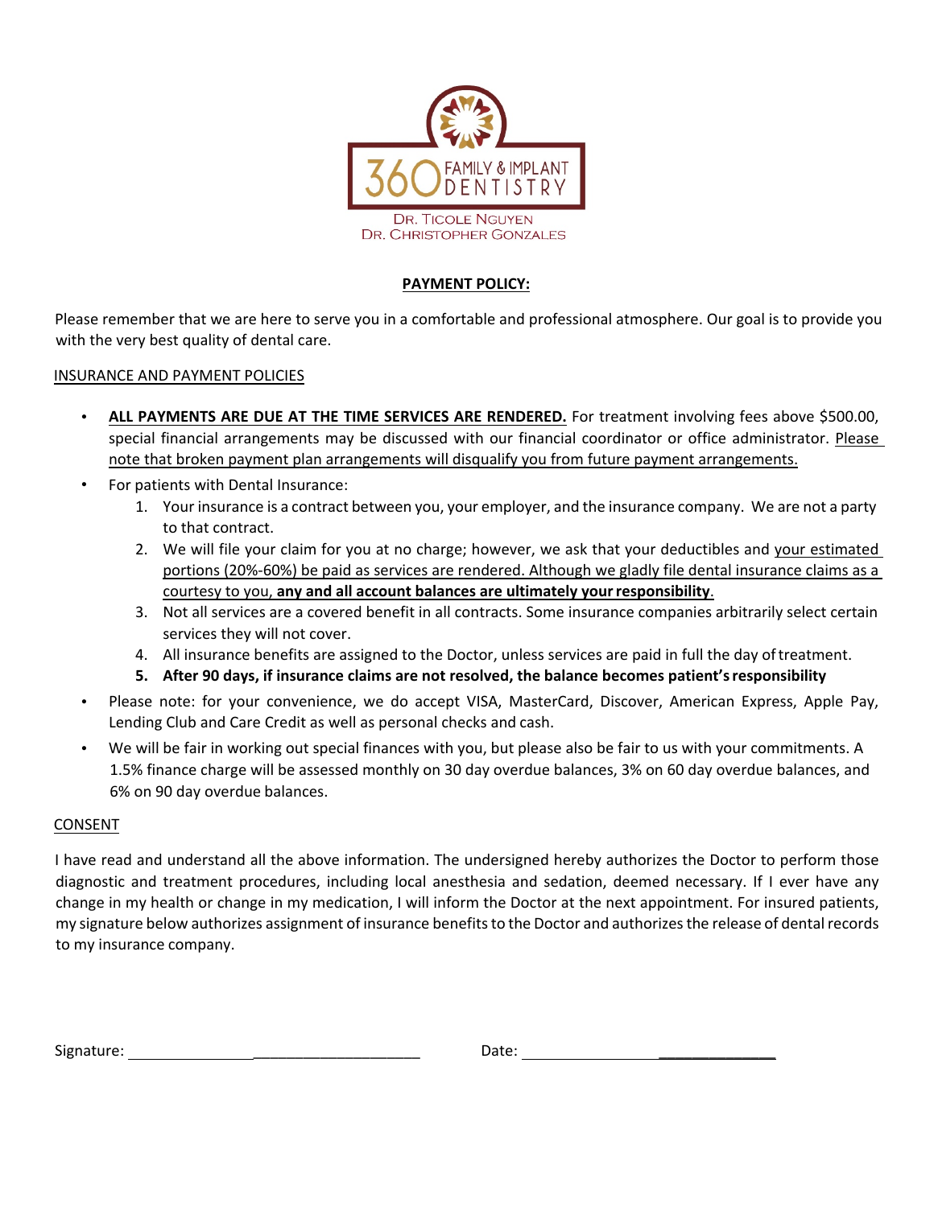360 FAMILY & IMPLANT DENTISTRY

DR. TICOLE NGUYEN
DR. CHRISTOPHER GONZALES

## PAYMENT POLICY:

Please remember that we are here to serve you in a comfortable and professional atmosphere. Our goal is to provide you with the very best quality of dental care.

### INSURANCE AND PAYMENT POLICIES

- **ALL PAYMENTS ARE DUE AT THE TIME SERVICES ARE RENDERED.** For treatment involving fees above $500.00, special financial arrangements may be discussed with our financial coordinator or office administrator. Please note that broken payment plan arrangements will disqualify you from future payment arrangements.
- For patients with Dental Insurance:
  1. Your insurance is a contract between you, your employer, and the insurance company. We are not a party to that contract.
  2. We will file your claim for you at no charge; however, we ask that your deductibles and your estimated portions (20%-60%) be paid as services are rendered. Although we gladly file dental insurance claims as a courtesy to you, **any and all account balances are ultimately your responsibility**.
  3. Not all services are a covered benefit in all contracts. Some insurance companies arbitrarily select certain services they will not cover.
  4. All insurance benefits are assigned to the Doctor, unless services are paid in full the day of treatment.
  5. **After 90 days, if insurance claims are not resolved, the balance becomes patient's responsibility**
- Please note: for your convenience, we do accept VISA, MasterCard, Discover, American Express, Apple Pay, Lending Club and Care Credit as well as personal checks and cash.
- We will be fair in working out special finances with you, but please also be fair to us with your commitments. A 1.5% finance charge will be assessed monthly on 30 day overdue balances, 3% on 60 day overdue balances, and 6% on 90 day overdue balances.

### CONSENT

I have read and understand all the above information. The undersigned hereby authorizes the Doctor to perform those diagnostic and treatment procedures, including local anesthesia and sedation, deemed necessary. If I ever have any change in my health or change in my medication, I will inform the Doctor at the next appointment. For insured patients, my signature below authorizes assignment of insurance benefits to the Doctor and authorizes the release of dental records to my insurance company.

Signature: ____________________________ Date: ____________________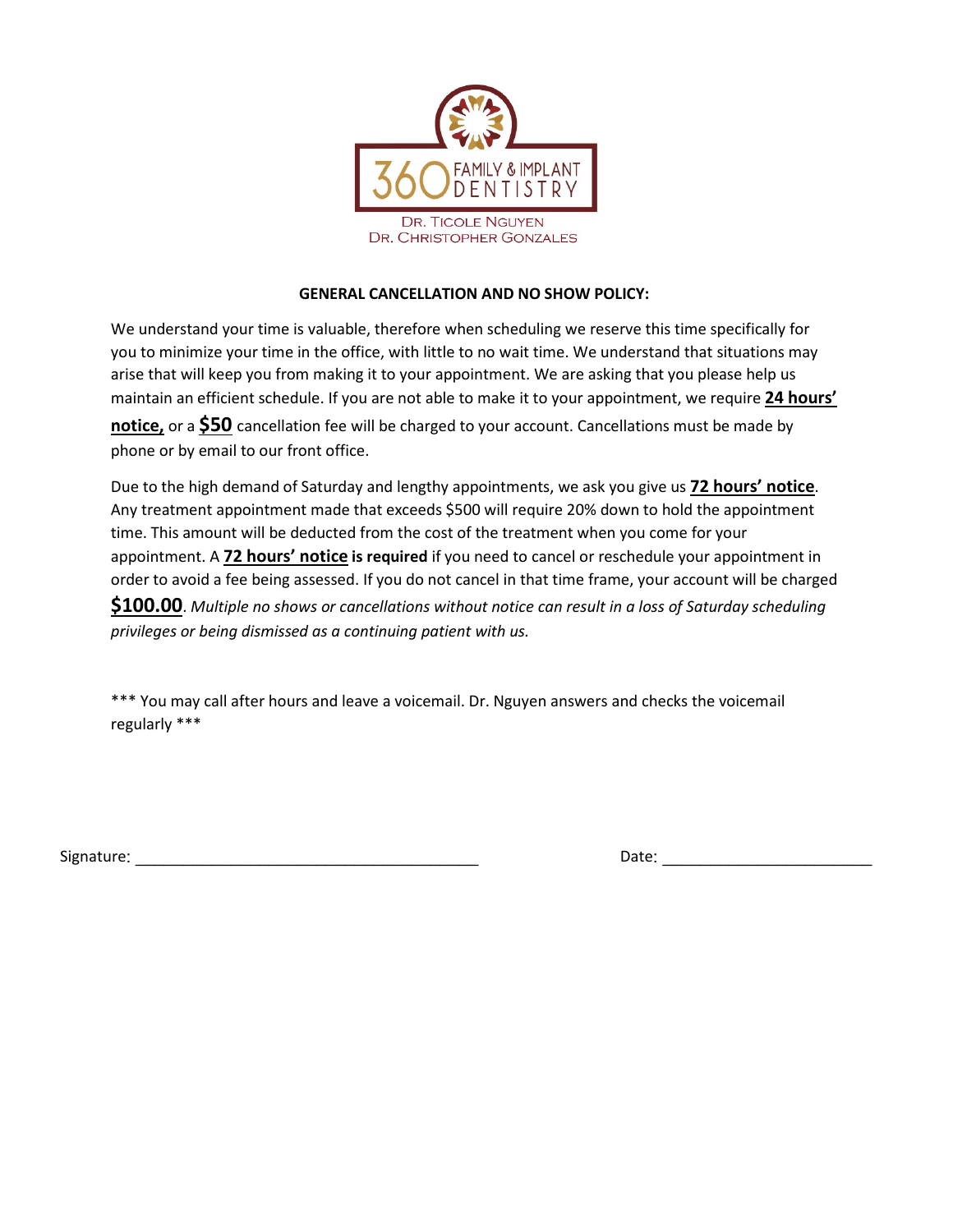360 FAMILY & IMPLANT DENTISTRY

DR. TICOLE NGUYEN
DR. CHRISTOPHER GONZALES

**GENERAL CANCELLATION AND NO SHOW POLICY:**

We understand your time is valuable, therefore when scheduling we reserve this time specifically for you to minimize your time in the office, with little to no wait time. We understand that situations may arise that will keep you from making it to your appointment. We are asking that you please help us maintain an efficient schedule. If you are not able to make it to your appointment, we require **24 hours' notice,** or a **$50** cancellation fee will be charged to your account. Cancellations must be made by phone or by email to our front office.

Due to the high demand of Saturday and lengthy appointments, we ask you give us **72 hours' notice**. Any treatment appointment made that exceeds $500 will require 20% down to hold the appointment time. This amount will be deducted from the cost of the treatment when you come for your appointment. A **72 hours' notice is required** if you need to cancel or reschedule your appointment in order to avoid a fee being assessed. If you do not cancel in that time frame, your account will be charged **$100.00**. *Multiple no shows or cancellations without notice can result in a loss of Saturday scheduling privileges or being dismissed as a continuing patient with us.*

*** You may call after hours and leave a voicemail. Dr. Nguyen answers and checks the voicemail regularly ***

Signature: ________________________________________ Date: ________________________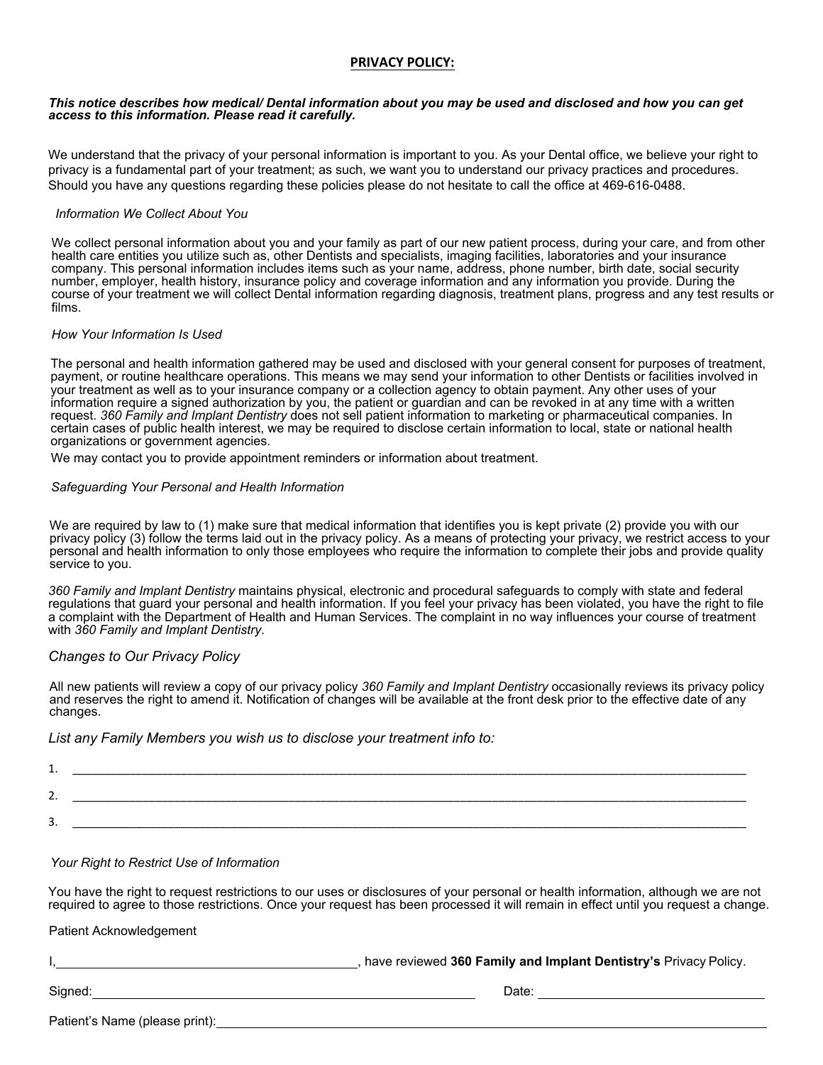## **PRIVACY POLICY:**

***This notice describes how medical/ Dental information about you may be used and disclosed and how you can get access to this information. Please read it carefully.***

We understand that the privacy of your personal information is important to you. As your Dental office, we believe your right to privacy is a fundamental part of your treatment; as such, we want you to understand our privacy practices and procedures. Should you have any questions regarding these policies please do not hesitate to call the office at 469-616-0488.

*Information We Collect About You*

We collect personal information about you and your family as part of our new patient process, during your care, and from other health care entities you utilize such as, other Dentists and specialists, imaging facilities, laboratories and your insurance company. This personal information includes items such as your name, address, phone number, birth date, social security number, employer, health history, insurance policy and coverage information and any information you provide. During the course of your treatment we will collect Dental information regarding diagnosis, treatment plans, progress and any test results or films.

*How Your Information Is Used*

The personal and health information gathered may be used and disclosed with your general consent for purposes of treatment, payment, or routine healthcare operations. This means we may send your information to other Dentists or facilities involved in your treatment as well as to your insurance company or a collection agency to obtain payment. Any other uses of your information require a signed authorization by you, the patient or guardian and can be revoked in at any time with a written request. *360 Family and Implant Dentistry* does not sell patient information to marketing or pharmaceutical companies. In certain cases of public health interest, we may be required to disclose certain information to local, state or national health organizations or government agencies.

We may contact you to provide appointment reminders or information about treatment.

*Safeguarding Your Personal and Health Information*

We are required by law to (1) make sure that medical information that identifies you is kept private (2) provide you with our privacy policy (3) follow the terms laid out in the privacy policy. As a means of protecting your privacy, we restrict access to your personal and health information to only those employees who require the information to complete their jobs and provide quality service to you.

*360 Family and Implant Dentistry* maintains physical, electronic and procedural safeguards to comply with state and federal regulations that guard your personal and health information. If you feel your privacy has been violated, you have the right to file a complaint with the Department of Health and Human Services. The complaint in no way influences your course of treatment with *360 Family and Implant Dentistry*.

*Changes to Our Privacy Policy*

All new patients will review a copy of our privacy policy *360 Family and Implant Dentistry* occasionally reviews its privacy policy and reserves the right to amend it. Notification of changes will be available at the front desk prior to the effective date of any changes.

*List any Family Members you wish us to disclose your treatment info to:*

1. ______________________________________________________________________________

2. ______________________________________________________________________________

3. ______________________________________________________________________________

*Your Right to Restrict Use of Information*

You have the right to request restrictions to our uses or disclosures of your personal or health information, although we are not required to agree to those restrictions. Once your request has been processed it will remain in effect until you request a change.

Patient Acknowledgement

I,__________________________________________, have reviewed **360 Family and Implant Dentistry's** Privacy Policy.

Signed:_______________________________________________ Date: _______________________________

Patient's Name (please print):_______________________________________________________________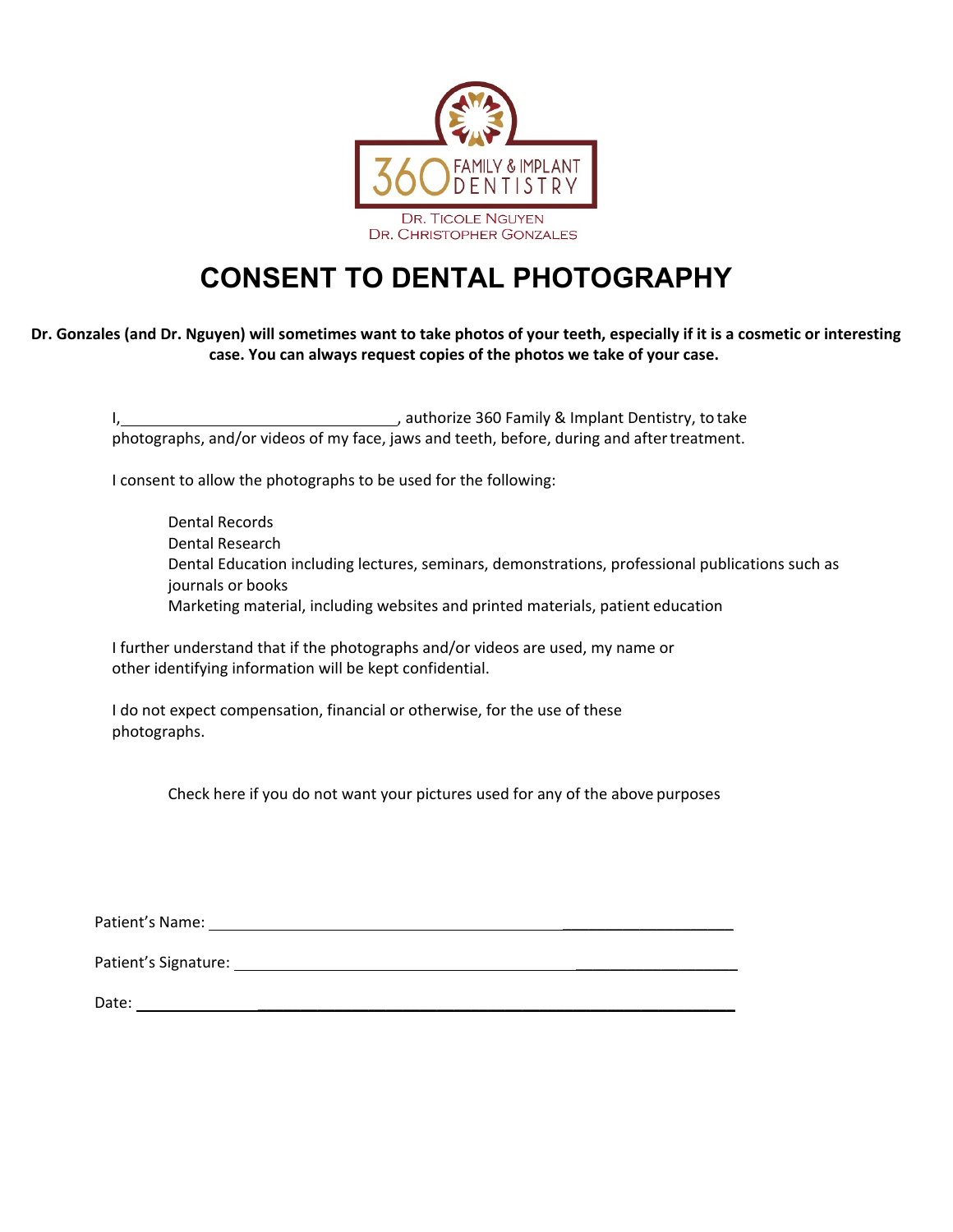360 FAMILY & IMPLANT DENTISTRY

DR. TICOLE NGUYEN
DR. CHRISTOPHER GONZALES

# CONSENT TO DENTAL PHOTOGRAPHY

**Dr. Gonzales (and Dr. Nguyen) will sometimes want to take photos of your teeth, especially if it is a cosmetic or interesting case. You can always request copies of the photos we take of your case.**

I,________________________________, authorize 360 Family & Implant Dentistry, to take photographs, and/or videos of my face, jaws and teeth, before, during and after treatment.

I consent to allow the photographs to be used for the following:

Dental Records
Dental Research
Dental Education including lectures, seminars, demonstrations, professional publications such as journals or books
Marketing material, including websites and printed materials, patient education

I further understand that if the photographs and/or videos are used, my name or other identifying information will be kept confidential.

I do not expect compensation, financial or otherwise, for the use of these photographs.

Check here if you do not want your pictures used for any of the above purposes

Patient's Name: ____________________________________________

Patient's Signature: ____________________________________________

Date: ____________________________________________